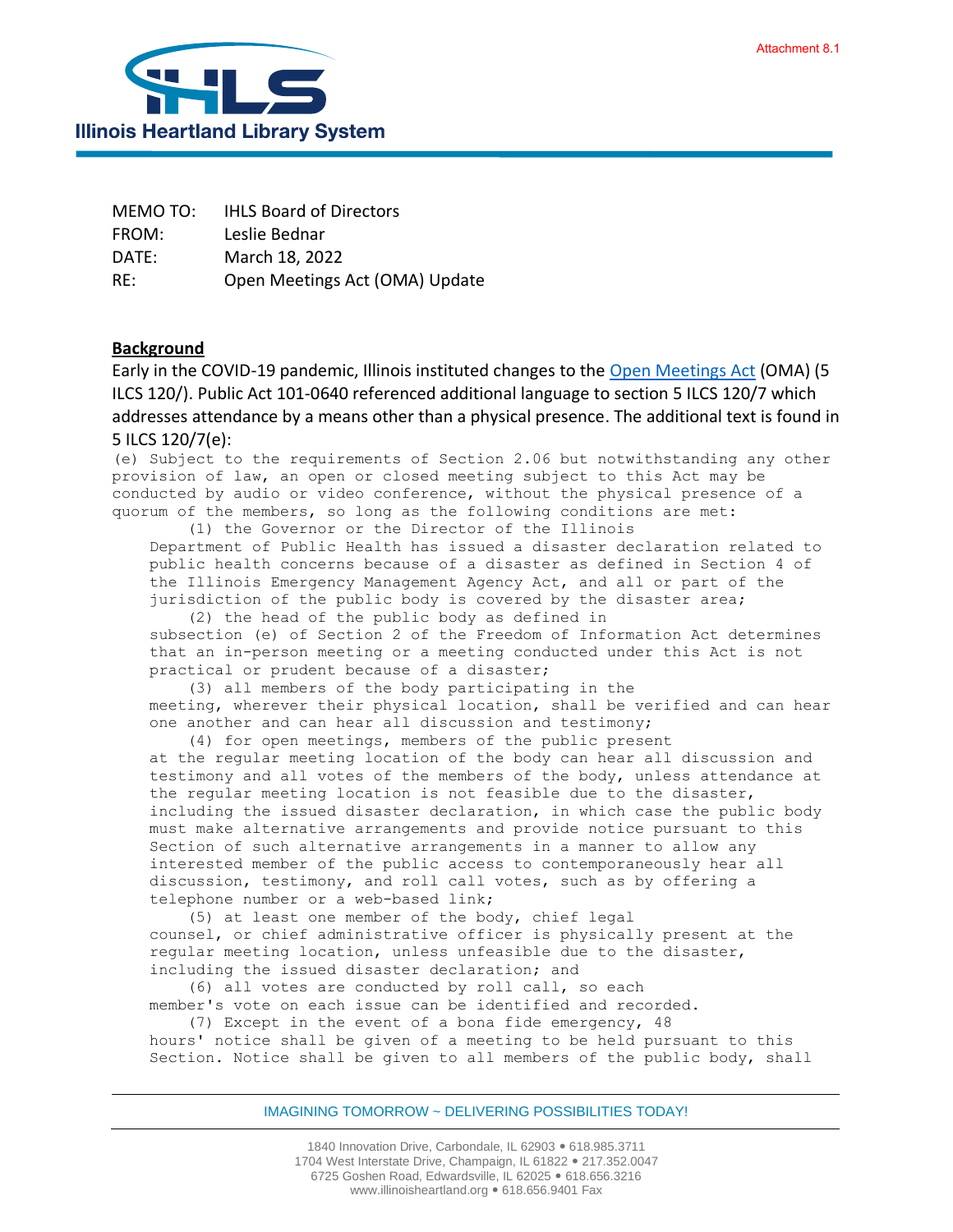Attachment 8.1

Illinois Heartland Library System

MEMO TO: IHLS Board of Directors
FROM: Leslie Bednar
DATE: March 18, 2022
RE: Open Meetings Act (OMA) Update

**Background**

Early in the COVID-19 pandemic, Illinois instituted changes to the Open Meetings Act (OMA) (5 ILCS 120/). Public Act 101-0640 referenced additional language to section 5 ILCS 120/7 which addresses attendance by a means other than a physical presence. The additional text is found in 5 ILCS 120/7(e):

(e) Subject to the requirements of Section 2.06 but notwithstanding any other provision of law, an open or closed meeting subject to this Act may be conducted by audio or video conference, without the physical presence of a quorum of the members, so long as the following conditions are met:

(1) the Governor or the Director of the Illinois Department of Public Health has issued a disaster declaration related to public health concerns because of a disaster as defined in Section 4 of the Illinois Emergency Management Agency Act, and all or part of the jurisdiction of the public body is covered by the disaster area;

(2) the head of the public body as defined in subsection (e) of Section 2 of the Freedom of Information Act determines that an in-person meeting or a meeting conducted under this Act is not practical or prudent because of a disaster;

(3) all members of the body participating in the meeting, wherever their physical location, shall be verified and can hear one another and can hear all discussion and testimony;

(4) for open meetings, members of the public present at the regular meeting location of the body can hear all discussion and testimony and all votes of the members of the body, unless attendance at the regular meeting location is not feasible due to the disaster, including the issued disaster declaration, in which case the public body must make alternative arrangements and provide notice pursuant to this Section of such alternative arrangements in a manner to allow any interested member of the public access to contemporaneously hear all discussion, testimony, and roll call votes, such as by offering a telephone number or a web-based link;

(5) at least one member of the body, chief legal counsel, or chief administrative officer is physically present at the regular meeting location, unless unfeasible due to the disaster, including the issued disaster declaration; and

(6) all votes are conducted by roll call, so each member's vote on each issue can be identified and recorded.

(7) Except in the event of a bona fide emergency, 48 hours' notice shall be given of a meeting to be held pursuant to this Section. Notice shall be given to all members of the public body, shall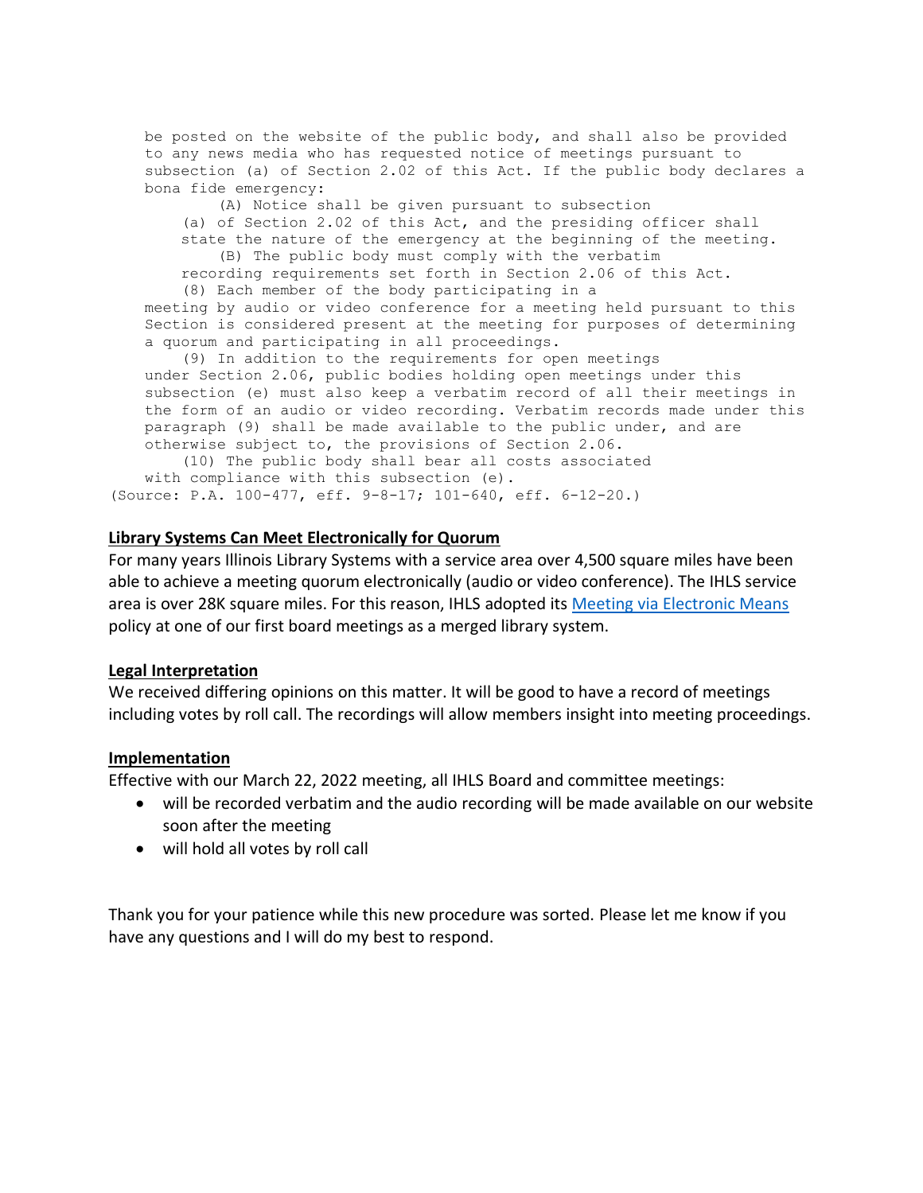```
    be posted on the website of the public body, and shall also be provided
    to any news media who has requested notice of meetings pursuant to
    subsection (a) of Section 2.02 of this Act. If the public body declares a
    bona fide emergency:
            (A) Notice shall be given pursuant to subsection
        (a) of Section 2.02 of this Act, and the presiding officer shall
        state the nature of the emergency at the beginning of the meeting.
            (B) The public body must comply with the verbatim
        recording requirements set forth in Section 2.06 of this Act.
        (8) Each member of the body participating in a
    meeting by audio or video conference for a meeting held pursuant to this
    Section is considered present at the meeting for purposes of determining
    a quorum and participating in all proceedings.
        (9) In addition to the requirements for open meetings
    under Section 2.06, public bodies holding open meetings under this
    subsection (e) must also keep a verbatim record of all their meetings in
    the form of an audio or video recording. Verbatim records made under this
    paragraph (9) shall be made available to the public under, and are
    otherwise subject to, the provisions of Section 2.06.
        (10) The public body shall bear all costs associated
    with compliance with this subsection (e).
(Source: P.A. 100-477, eff. 9-8-17; 101-640, eff. 6-12-20.)
```

**Library Systems Can Meet Electronically for Quorum**

For many years Illinois Library Systems with a service area over 4,500 square miles have been able to achieve a meeting quorum electronically (audio or video conference). The IHLS service area is over 28K square miles. For this reason, IHLS adopted its Meeting via Electronic Means policy at one of our first board meetings as a merged library system.

**Legal Interpretation**

We received differing opinions on this matter. It will be good to have a record of meetings including votes by roll call. The recordings will allow members insight into meeting proceedings.

**Implementation**

Effective with our March 22, 2022 meeting, all IHLS Board and committee meetings:

- will be recorded verbatim and the audio recording will be made available on our website soon after the meeting
- will hold all votes by roll call

Thank you for your patience while this new procedure was sorted. Please let me know if you have any questions and I will do my best to respond.